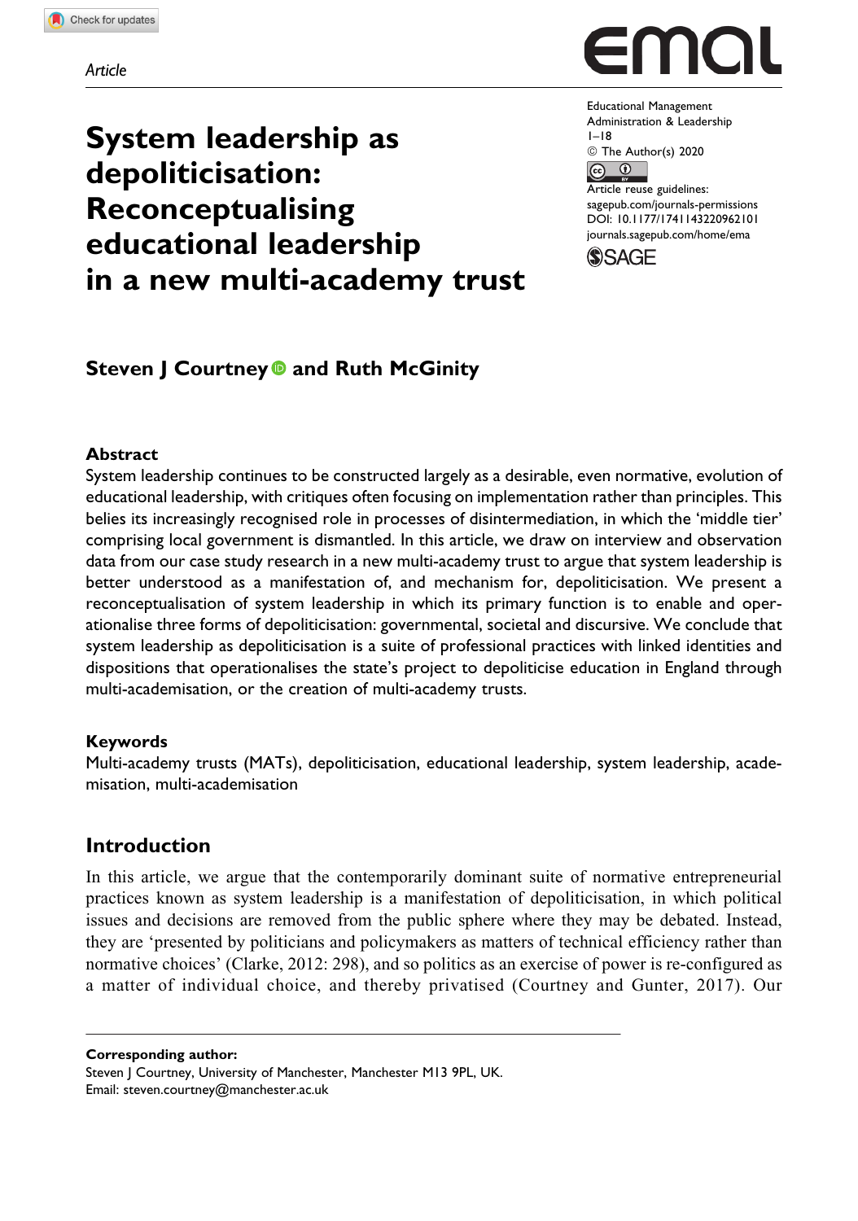Article

# System leadership as depoliticisation: Reconceptualising educational leadership in a new multi-academy trust

Educational Management Administration & Leadership
1–18
© The Author(s) 2020
Article reuse guidelines: sagepub.com/journals-permissions
DOI: 10.1177/1741143220962101
journals.sagepub.com/home/ema

**Steven J Courtney and Ruth McGinity**

### Abstract

System leadership continues to be constructed largely as a desirable, even normative, evolution of educational leadership, with critiques often focusing on implementation rather than principles. This belies its increasingly recognised role in processes of disintermediation, in which the 'middle tier' comprising local government is dismantled. In this article, we draw on interview and observation data from our case study research in a new multi-academy trust to argue that system leadership is better understood as a manifestation of, and mechanism for, depoliticisation. We present a reconceptualisation of system leadership in which its primary function is to enable and operationalise three forms of depoliticisation: governmental, societal and discursive. We conclude that system leadership as depoliticisation is a suite of professional practices with linked identities and dispositions that operationalises the state's project to depoliticise education in England through multi-academisation, or the creation of multi-academy trusts.

### Keywords

Multi-academy trusts (MATs), depoliticisation, educational leadership, system leadership, academisation, multi-academisation

## Introduction

In this article, we argue that the contemporarily dominant suite of normative entrepreneurial practices known as system leadership is a manifestation of depoliticisation, in which political issues and decisions are removed from the public sphere where they may be debated. Instead, they are 'presented by politicians and policymakers as matters of technical efficiency rather than normative choices' (Clarke, 2012: 298), and so politics as an exercise of power is re-configured as a matter of individual choice, and thereby privatised (Courtney and Gunter, 2017). Our

**Corresponding author:**
Steven J Courtney, University of Manchester, Manchester M13 9PL, UK.
Email: steven.courtney@manchester.ac.uk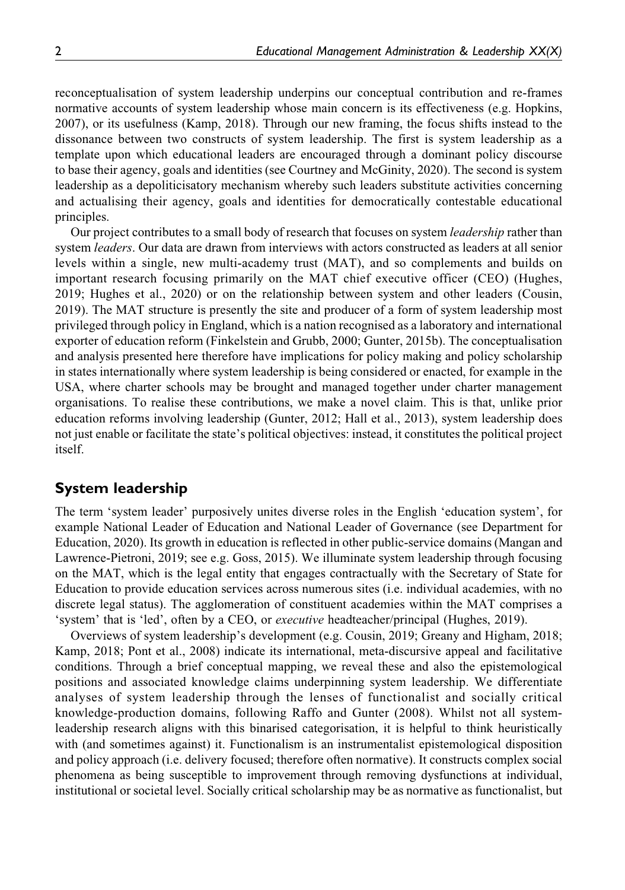reconceptualisation of system leadership underpins our conceptual contribution and re-frames normative accounts of system leadership whose main concern is its effectiveness (e.g. Hopkins, 2007), or its usefulness (Kamp, 2018). Through our new framing, the focus shifts instead to the dissonance between two constructs of system leadership. The first is system leadership as a template upon which educational leaders are encouraged through a dominant policy discourse to base their agency, goals and identities (see Courtney and McGinity, 2020). The second is system leadership as a depoliticisatory mechanism whereby such leaders substitute activities concerning and actualising their agency, goals and identities for democratically contestable educational principles.

Our project contributes to a small body of research that focuses on system *leadership* rather than system *leaders*. Our data are drawn from interviews with actors constructed as leaders at all senior levels within a single, new multi-academy trust (MAT), and so complements and builds on important research focusing primarily on the MAT chief executive officer (CEO) (Hughes, 2019; Hughes et al., 2020) or on the relationship between system and other leaders (Cousin, 2019). The MAT structure is presently the site and producer of a form of system leadership most privileged through policy in England, which is a nation recognised as a laboratory and international exporter of education reform (Finkelstein and Grubb, 2000; Gunter, 2015b). The conceptualisation and analysis presented here therefore have implications for policy making and policy scholarship in states internationally where system leadership is being considered or enacted, for example in the USA, where charter schools may be brought and managed together under charter management organisations. To realise these contributions, we make a novel claim. This is that, unlike prior education reforms involving leadership (Gunter, 2012; Hall et al., 2013), system leadership does not just enable or facilitate the state's political objectives: instead, it constitutes the political project itself.

## System leadership

The term 'system leader' purposively unites diverse roles in the English 'education system', for example National Leader of Education and National Leader of Governance (see Department for Education, 2020). Its growth in education is reflected in other public-service domains (Mangan and Lawrence-Pietroni, 2019; see e.g. Goss, 2015). We illuminate system leadership through focusing on the MAT, which is the legal entity that engages contractually with the Secretary of State for Education to provide education services across numerous sites (i.e. individual academies, with no discrete legal status). The agglomeration of constituent academies within the MAT comprises a 'system' that is 'led', often by a CEO, or *executive* headteacher/principal (Hughes, 2019).

Overviews of system leadership's development (e.g. Cousin, 2019; Greany and Higham, 2018; Kamp, 2018; Pont et al., 2008) indicate its international, meta-discursive appeal and facilitative conditions. Through a brief conceptual mapping, we reveal these and also the epistemological positions and associated knowledge claims underpinning system leadership. We differentiate analyses of system leadership through the lenses of functionalist and socially critical knowledge-production domains, following Raffo and Gunter (2008). Whilst not all system-leadership research aligns with this binarised categorisation, it is helpful to think heuristically with (and sometimes against) it. Functionalism is an instrumentalist epistemological disposition and policy approach (i.e. delivery focused; therefore often normative). It constructs complex social phenomena as being susceptible to improvement through removing dysfunctions at individual, institutional or societal level. Socially critical scholarship may be as normative as functionalist, but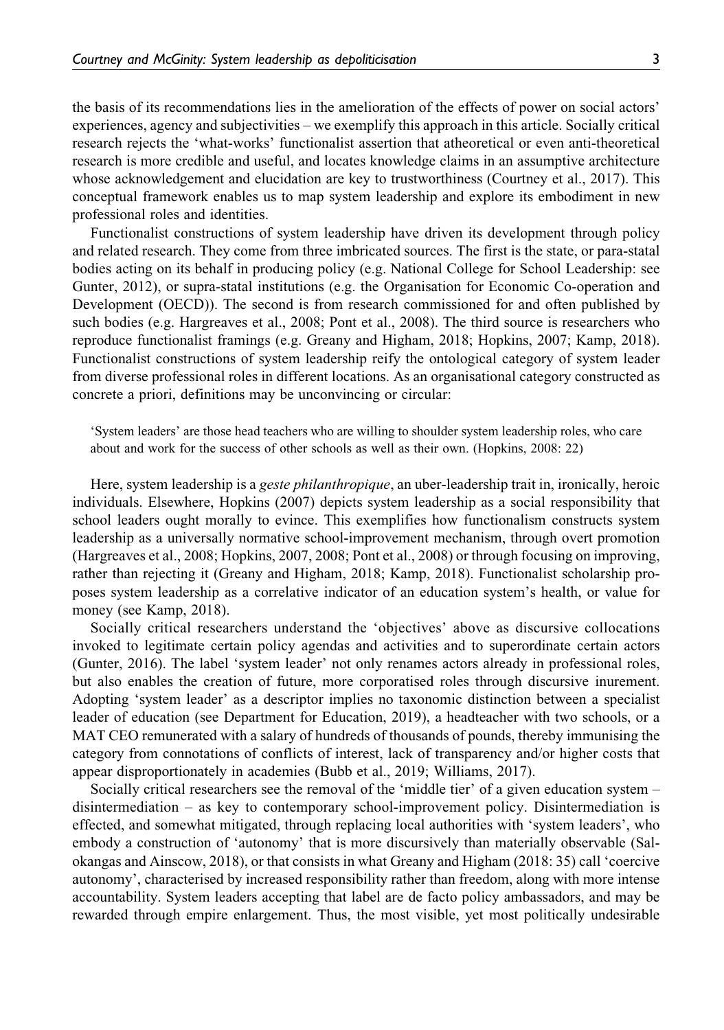the basis of its recommendations lies in the amelioration of the effects of power on social actors' experiences, agency and subjectivities – we exemplify this approach in this article. Socially critical research rejects the 'what-works' functionalist assertion that atheoretical or even anti-theoretical research is more credible and useful, and locates knowledge claims in an assumptive architecture whose acknowledgement and elucidation are key to trustworthiness (Courtney et al., 2017). This conceptual framework enables us to map system leadership and explore its embodiment in new professional roles and identities.

Functionalist constructions of system leadership have driven its development through policy and related research. They come from three imbricated sources. The first is the state, or para-statal bodies acting on its behalf in producing policy (e.g. National College for School Leadership: see Gunter, 2012), or supra-statal institutions (e.g. the Organisation for Economic Co-operation and Development (OECD)). The second is from research commissioned for and often published by such bodies (e.g. Hargreaves et al., 2008; Pont et al., 2008). The third source is researchers who reproduce functionalist framings (e.g. Greany and Higham, 2018; Hopkins, 2007; Kamp, 2018). Functionalist constructions of system leadership reify the ontological category of system leader from diverse professional roles in different locations. As an organisational category constructed as concrete a priori, definitions may be unconvincing or circular:

> 'System leaders' are those head teachers who are willing to shoulder system leadership roles, who care about and work for the success of other schools as well as their own. (Hopkins, 2008: 22)

Here, system leadership is a *geste philanthropique*, an uber-leadership trait in, ironically, heroic individuals. Elsewhere, Hopkins (2007) depicts system leadership as a social responsibility that school leaders ought morally to evince. This exemplifies how functionalism constructs system leadership as a universally normative school-improvement mechanism, through overt promotion (Hargreaves et al., 2008; Hopkins, 2007, 2008; Pont et al., 2008) or through focusing on improving, rather than rejecting it (Greany and Higham, 2018; Kamp, 2018). Functionalist scholarship proposes system leadership as a correlative indicator of an education system's health, or value for money (see Kamp, 2018).

Socially critical researchers understand the 'objectives' above as discursive collocations invoked to legitimate certain policy agendas and activities and to superordinate certain actors (Gunter, 2016). The label 'system leader' not only renames actors already in professional roles, but also enables the creation of future, more corporatised roles through discursive inurement. Adopting 'system leader' as a descriptor implies no taxonomic distinction between a specialist leader of education (see Department for Education, 2019), a headteacher with two schools, or a MAT CEO remunerated with a salary of hundreds of thousands of pounds, thereby immunising the category from connotations of conflicts of interest, lack of transparency and/or higher costs that appear disproportionately in academies (Bubb et al., 2019; Williams, 2017).

Socially critical researchers see the removal of the 'middle tier' of a given education system – disintermediation – as key to contemporary school-improvement policy. Disintermediation is effected, and somewhat mitigated, through replacing local authorities with 'system leaders', who embody a construction of 'autonomy' that is more discursively than materially observable (Salokangas and Ainscow, 2018), or that consists in what Greany and Higham (2018: 35) call 'coercive autonomy', characterised by increased responsibility rather than freedom, along with more intense accountability. System leaders accepting that label are de facto policy ambassadors, and may be rewarded through empire enlargement. Thus, the most visible, yet most politically undesirable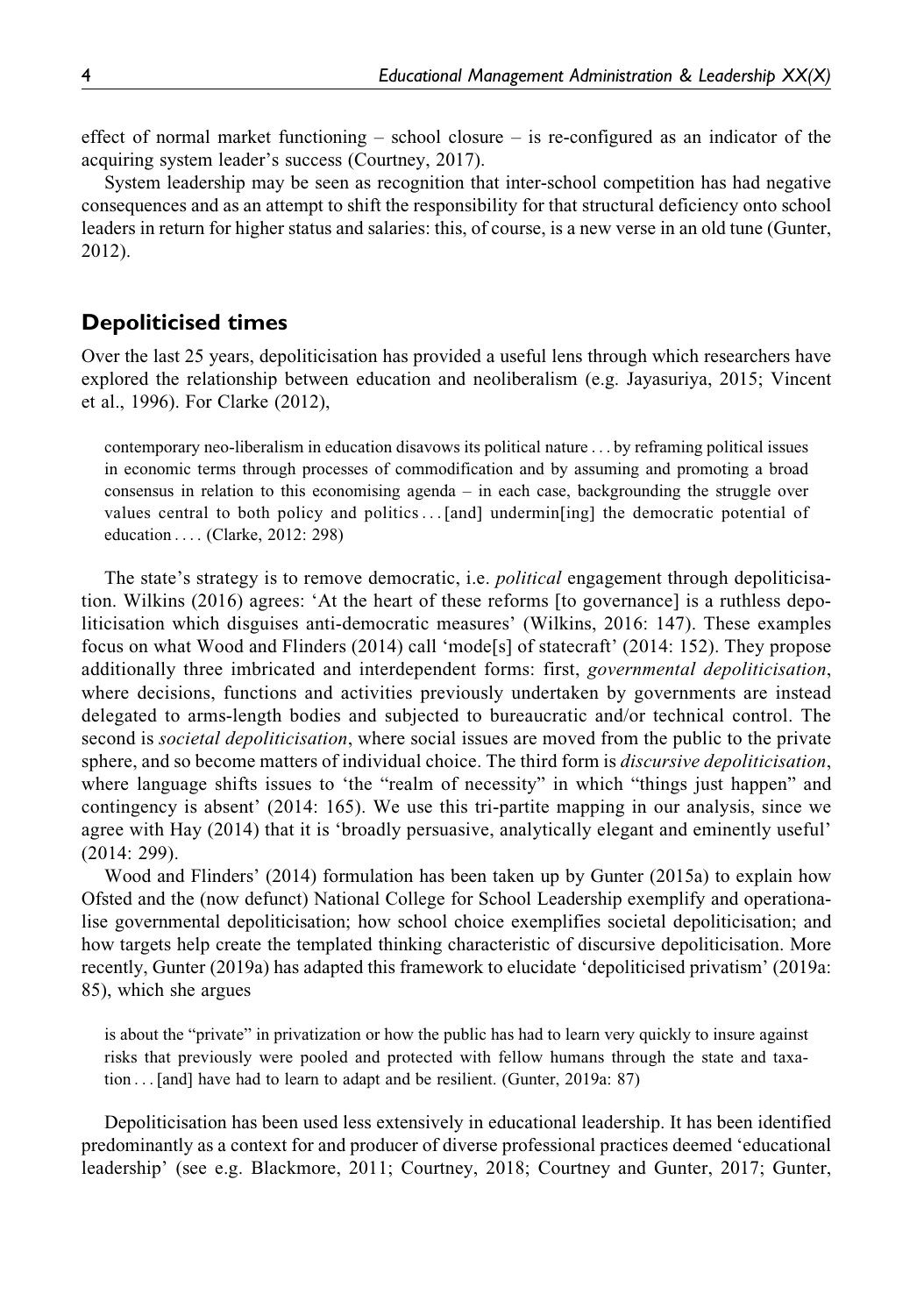effect of normal market functioning – school closure – is re-configured as an indicator of the acquiring system leader's success (Courtney, 2017).

System leadership may be seen as recognition that inter-school competition has had negative consequences and as an attempt to shift the responsibility for that structural deficiency onto school leaders in return for higher status and salaries: this, of course, is a new verse in an old tune (Gunter, 2012).

## Depoliticised times

Over the last 25 years, depoliticisation has provided a useful lens through which researchers have explored the relationship between education and neoliberalism (e.g. Jayasuriya, 2015; Vincent et al., 1996). For Clarke (2012),

> contemporary neo-liberalism in education disavows its political nature . . . by reframing political issues in economic terms through processes of commodification and by assuming and promoting a broad consensus in relation to this economising agenda – in each case, backgrounding the struggle over values central to both policy and politics . . . [and] undermin[ing] the democratic potential of education . . . . (Clarke, 2012: 298)

The state's strategy is to remove democratic, i.e. *political* engagement through depoliticisation. Wilkins (2016) agrees: 'At the heart of these reforms [to governance] is a ruthless depoliticisation which disguises anti-democratic measures' (Wilkins, 2016: 147). These examples focus on what Wood and Flinders (2014) call 'mode[s] of statecraft' (2014: 152). They propose additionally three imbricated and interdependent forms: first, *governmental depoliticisation*, where decisions, functions and activities previously undertaken by governments are instead delegated to arms-length bodies and subjected to bureaucratic and/or technical control. The second is *societal depoliticisation*, where social issues are moved from the public to the private sphere, and so become matters of individual choice. The third form is *discursive depoliticisation*, where language shifts issues to 'the "realm of necessity" in which "things just happen" and contingency is absent' (2014: 165). We use this tri-partite mapping in our analysis, since we agree with Hay (2014) that it is 'broadly persuasive, analytically elegant and eminently useful' (2014: 299).

Wood and Flinders' (2014) formulation has been taken up by Gunter (2015a) to explain how Ofsted and the (now defunct) National College for School Leadership exemplify and operationalise governmental depoliticisation; how school choice exemplifies societal depoliticisation; and how targets help create the templated thinking characteristic of discursive depoliticisation. More recently, Gunter (2019a) has adapted this framework to elucidate 'depoliticised privatism' (2019a: 85), which she argues

> is about the "private" in privatization or how the public has had to learn very quickly to insure against risks that previously were pooled and protected with fellow humans through the state and taxation . . . [and] have had to learn to adapt and be resilient. (Gunter, 2019a: 87)

Depoliticisation has been used less extensively in educational leadership. It has been identified predominantly as a context for and producer of diverse professional practices deemed 'educational leadership' (see e.g. Blackmore, 2011; Courtney, 2018; Courtney and Gunter, 2017; Gunter,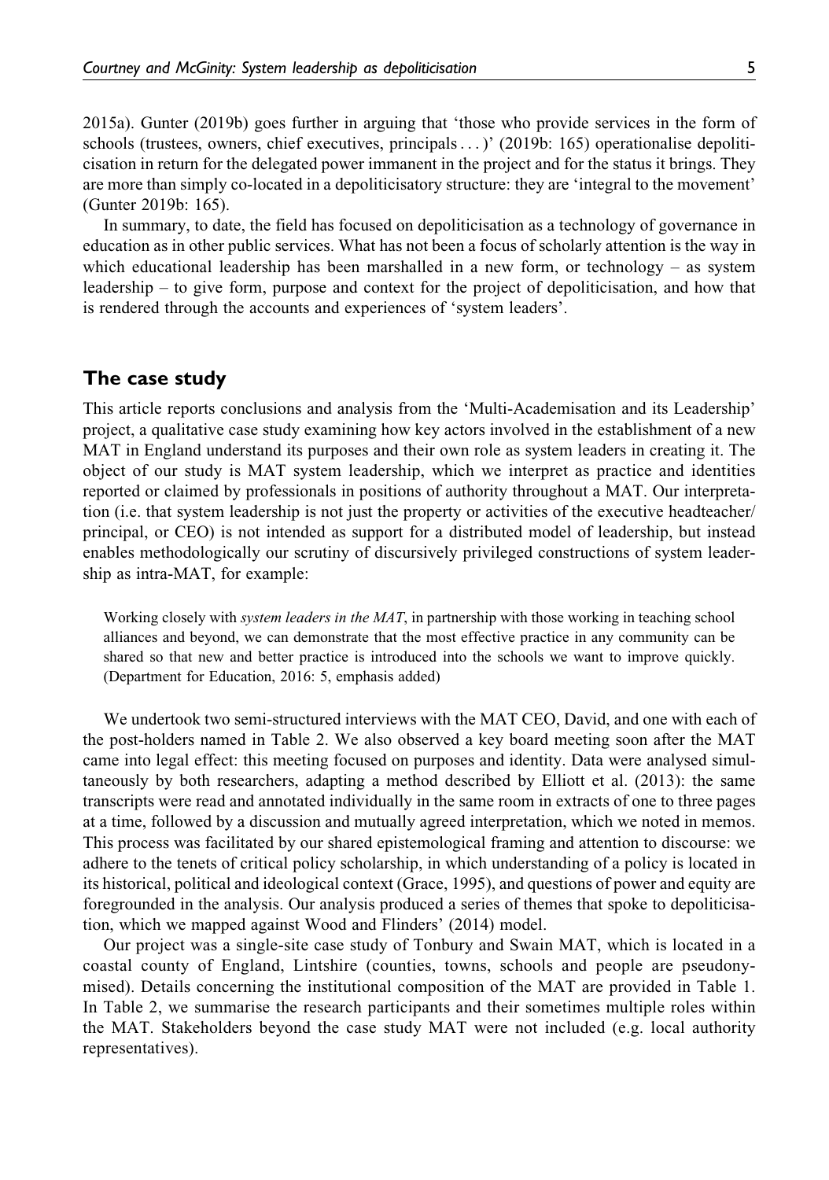2015a). Gunter (2019b) goes further in arguing that 'those who provide services in the form of schools (trustees, owners, chief executives, principals . . . )' (2019b: 165) operationalise depoliticisation in return for the delegated power immanent in the project and for the status it brings. They are more than simply co-located in a depoliticisatory structure: they are 'integral to the movement' (Gunter 2019b: 165).

In summary, to date, the field has focused on depoliticisation as a technology of governance in education as in other public services. What has not been a focus of scholarly attention is the way in which educational leadership has been marshalled in a new form, or technology – as system leadership – to give form, purpose and context for the project of depoliticisation, and how that is rendered through the accounts and experiences of 'system leaders'.

## The case study

This article reports conclusions and analysis from the 'Multi-Academisation and its Leadership' project, a qualitative case study examining how key actors involved in the establishment of a new MAT in England understand its purposes and their own role as system leaders in creating it. The object of our study is MAT system leadership, which we interpret as practice and identities reported or claimed by professionals in positions of authority throughout a MAT. Our interpretation (i.e. that system leadership is not just the property or activities of the executive headteacher/principal, or CEO) is not intended as support for a distributed model of leadership, but instead enables methodologically our scrutiny of discursively privileged constructions of system leadership as intra-MAT, for example:

> Working closely with *system leaders in the MAT*, in partnership with those working in teaching school alliances and beyond, we can demonstrate that the most effective practice in any community can be shared so that new and better practice is introduced into the schools we want to improve quickly. (Department for Education, 2016: 5, emphasis added)

We undertook two semi-structured interviews with the MAT CEO, David, and one with each of the post-holders named in Table 2. We also observed a key board meeting soon after the MAT came into legal effect: this meeting focused on purposes and identity. Data were analysed simultaneously by both researchers, adapting a method described by Elliott et al. (2013): the same transcripts were read and annotated individually in the same room in extracts of one to three pages at a time, followed by a discussion and mutually agreed interpretation, which we noted in memos. This process was facilitated by our shared epistemological framing and attention to discourse: we adhere to the tenets of critical policy scholarship, in which understanding of a policy is located in its historical, political and ideological context (Grace, 1995), and questions of power and equity are foregrounded in the analysis. Our analysis produced a series of themes that spoke to depoliticisation, which we mapped against Wood and Flinders' (2014) model.

Our project was a single-site case study of Tonbury and Swain MAT, which is located in a coastal county of England, Lintshire (counties, towns, schools and people are pseudonymised). Details concerning the institutional composition of the MAT are provided in Table 1. In Table 2, we summarise the research participants and their sometimes multiple roles within the MAT. Stakeholders beyond the case study MAT were not included (e.g. local authority representatives).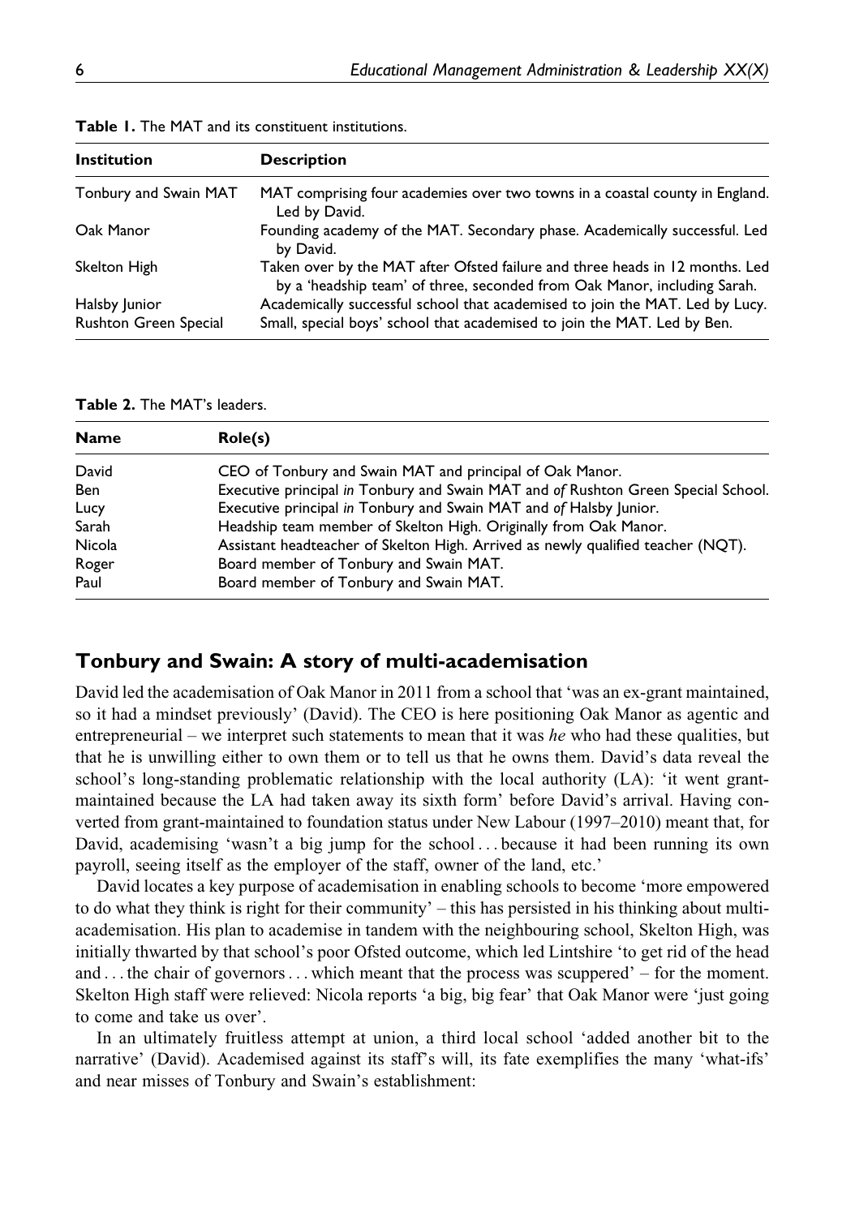**Table 1.** The MAT and its constituent institutions.

| Institution | Description |
| --- | --- |
| Tonbury and Swain MAT | MAT comprising four academies over two towns in a coastal county in England. Led by David. |
| Oak Manor | Founding academy of the MAT. Secondary phase. Academically successful. Led by David. |
| Skelton High | Taken over by the MAT after Ofsted failure and three heads in 12 months. Led by a 'headship team' of three, seconded from Oak Manor, including Sarah. |
| Halsby Junior | Academically successful school that academised to join the MAT. Led by Lucy. |
| Rushton Green Special | Small, special boys' school that academised to join the MAT. Led by Ben. |

**Table 2.** The MAT's leaders.

| Name | Role(s) |
| --- | --- |
| David | CEO of Tonbury and Swain MAT and principal of Oak Manor. |
| Ben | Executive principal *in* Tonbury and Swain MAT and *of* Rushton Green Special School. |
| Lucy | Executive principal *in* Tonbury and Swain MAT and *of* Halsby Junior. |
| Sarah | Headship team member of Skelton High. Originally from Oak Manor. |
| Nicola | Assistant headteacher of Skelton High. Arrived as newly qualified teacher (NQT). |
| Roger | Board member of Tonbury and Swain MAT. |
| Paul | Board member of Tonbury and Swain MAT. |

## Tonbury and Swain: A story of multi-academisation

David led the academisation of Oak Manor in 2011 from a school that 'was an ex-grant maintained, so it had a mindset previously' (David). The CEO is here positioning Oak Manor as agentic and entrepreneurial – we interpret such statements to mean that it was *he* who had these qualities, but that he is unwilling either to own them or to tell us that he owns them. David's data reveal the school's long-standing problematic relationship with the local authority (LA): 'it went grant-maintained because the LA had taken away its sixth form' before David's arrival. Having converted from grant-maintained to foundation status under New Labour (1997–2010) meant that, for David, academising 'wasn't a big jump for the school . . . because it had been running its own payroll, seeing itself as the employer of the staff, owner of the land, etc.'

David locates a key purpose of academisation in enabling schools to become 'more empowered to do what they think is right for their community' – this has persisted in his thinking about multi-academisation. His plan to academise in tandem with the neighbouring school, Skelton High, was initially thwarted by that school's poor Ofsted outcome, which led Lintshire 'to get rid of the head and . . . the chair of governors . . . which meant that the process was scuppered' – for the moment. Skelton High staff were relieved: Nicola reports 'a big, big fear' that Oak Manor were 'just going to come and take us over'.

In an ultimately fruitless attempt at union, a third local school 'added another bit to the narrative' (David). Academised against its staff's will, its fate exemplifies the many 'what-ifs' and near misses of Tonbury and Swain's establishment: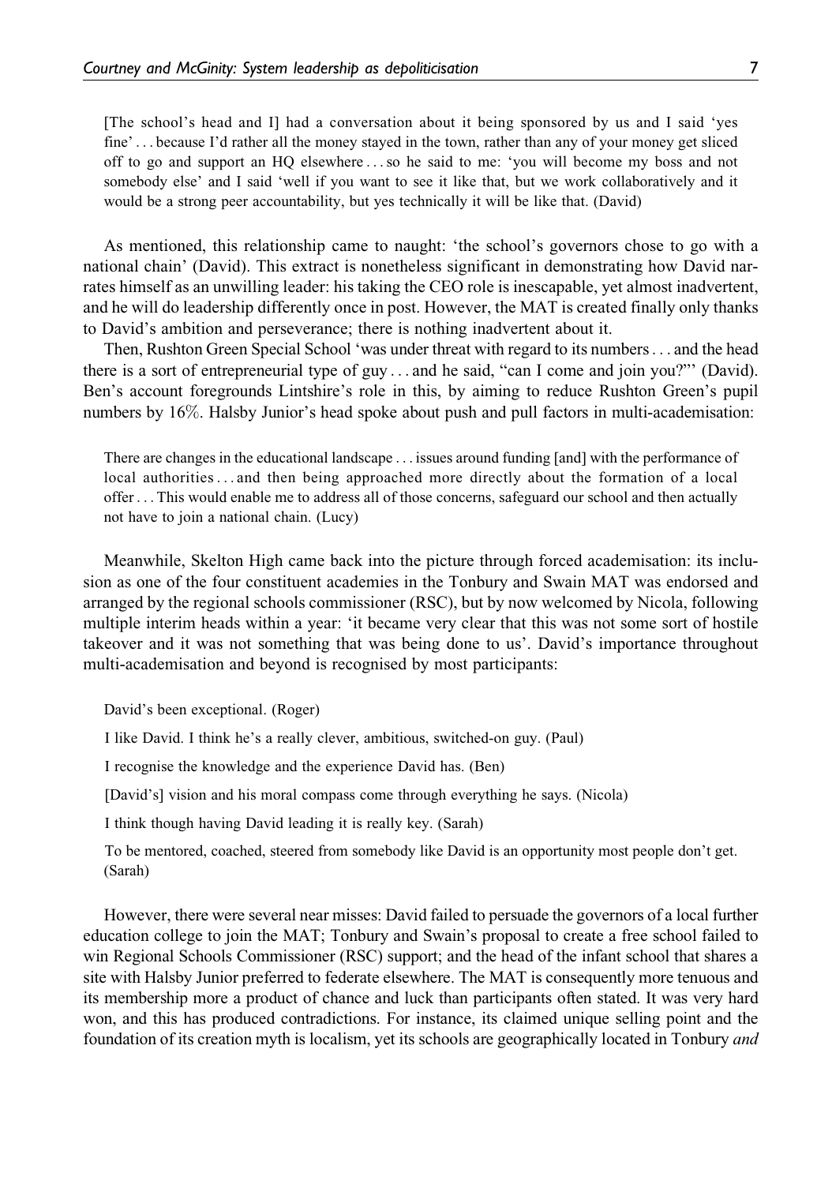> [The school's head and I] had a conversation about it being sponsored by us and I said 'yes fine' . . . because I'd rather all the money stayed in the town, rather than any of your money get sliced off to go and support an HQ elsewhere . . . so he said to me: 'you will become my boss and not somebody else' and I said 'well if you want to see it like that, but we work collaboratively and it would be a strong peer accountability, but yes technically it will be like that. (David)

As mentioned, this relationship came to naught: 'the school's governors chose to go with a national chain' (David). This extract is nonetheless significant in demonstrating how David narrates himself as an unwilling leader: his taking the CEO role is inescapable, yet almost inadvertent, and he will do leadership differently once in post. However, the MAT is created finally only thanks to David's ambition and perseverance; there is nothing inadvertent about it.

Then, Rushton Green Special School 'was under threat with regard to its numbers . . . and the head there is a sort of entrepreneurial type of guy . . . and he said, "can I come and join you?"' (David). Ben's account foregrounds Lintshire's role in this, by aiming to reduce Rushton Green's pupil numbers by 16%. Halsby Junior's head spoke about push and pull factors in multi-academisation:

> There are changes in the educational landscape . . . issues around funding [and] with the performance of local authorities . . . and then being approached more directly about the formation of a local offer . . . This would enable me to address all of those concerns, safeguard our school and then actually not have to join a national chain. (Lucy)

Meanwhile, Skelton High came back into the picture through forced academisation: its inclusion as one of the four constituent academies in the Tonbury and Swain MAT was endorsed and arranged by the regional schools commissioner (RSC), but by now welcomed by Nicola, following multiple interim heads within a year: 'it became very clear that this was not some sort of hostile takeover and it was not something that was being done to us'. David's importance throughout multi-academisation and beyond is recognised by most participants:

> David's been exceptional. (Roger)
>
> I like David. I think he's a really clever, ambitious, switched-on guy. (Paul)
>
> I recognise the knowledge and the experience David has. (Ben)
>
> [David's] vision and his moral compass come through everything he says. (Nicola)
>
> I think though having David leading it is really key. (Sarah)
>
> To be mentored, coached, steered from somebody like David is an opportunity most people don't get. (Sarah)

However, there were several near misses: David failed to persuade the governors of a local further education college to join the MAT; Tonbury and Swain's proposal to create a free school failed to win Regional Schools Commissioner (RSC) support; and the head of the infant school that shares a site with Halsby Junior preferred to federate elsewhere. The MAT is consequently more tenuous and its membership more a product of chance and luck than participants often stated. It was very hard won, and this has produced contradictions. For instance, its claimed unique selling point and the foundation of its creation myth is localism, yet its schools are geographically located in Tonbury *and*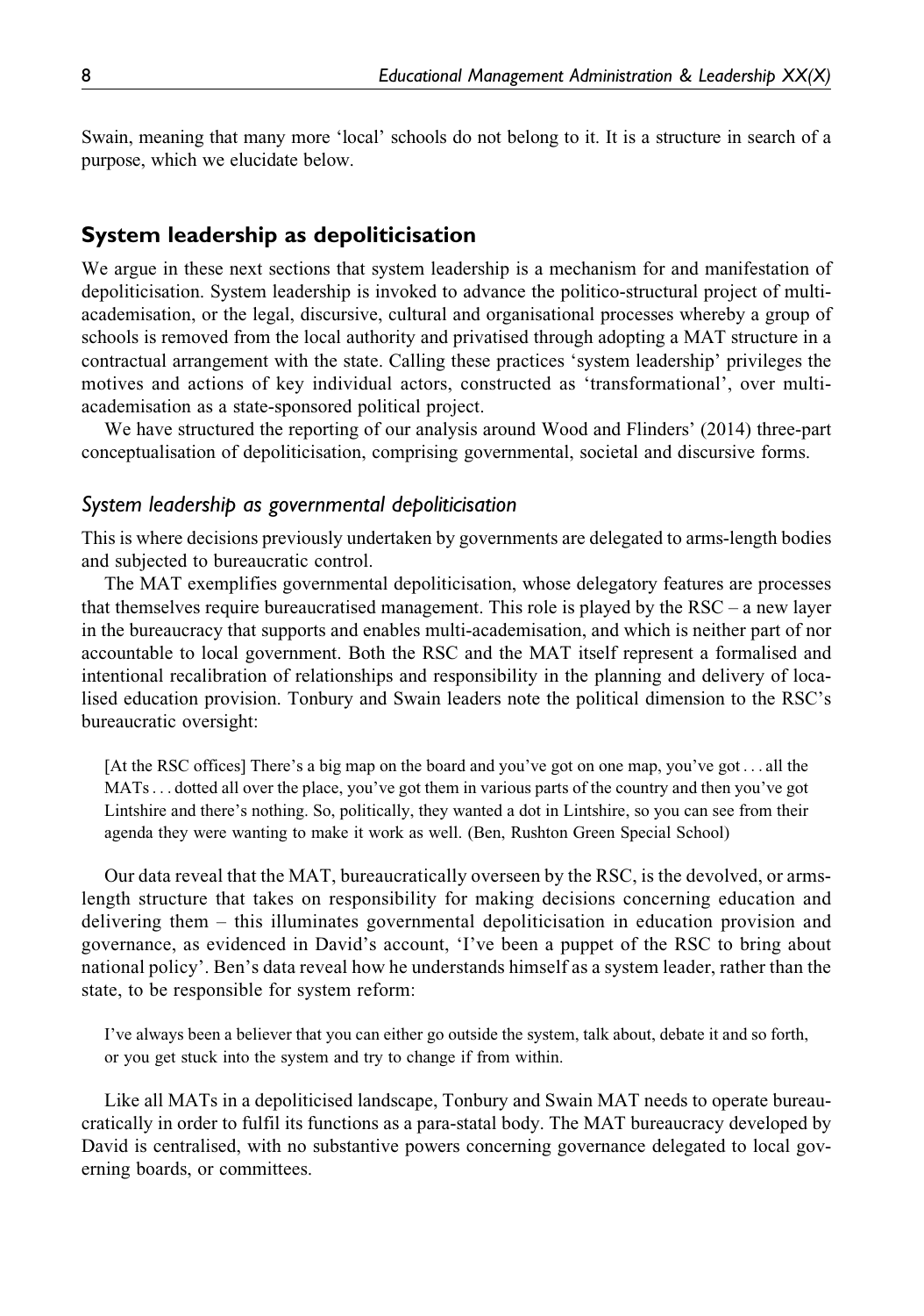Swain, meaning that many more 'local' schools do not belong to it. It is a structure in search of a purpose, which we elucidate below.

## System leadership as depoliticisation

We argue in these next sections that system leadership is a mechanism for and manifestation of depoliticisation. System leadership is invoked to advance the politico-structural project of multi-academisation, or the legal, discursive, cultural and organisational processes whereby a group of schools is removed from the local authority and privatised through adopting a MAT structure in a contractual arrangement with the state. Calling these practices 'system leadership' privileges the motives and actions of key individual actors, constructed as 'transformational', over multi-academisation as a state-sponsored political project.

We have structured the reporting of our analysis around Wood and Flinders' (2014) three-part conceptualisation of depoliticisation, comprising governmental, societal and discursive forms.

### *System leadership as governmental depoliticisation*

This is where decisions previously undertaken by governments are delegated to arms-length bodies and subjected to bureaucratic control.

The MAT exemplifies governmental depoliticisation, whose delegatory features are processes that themselves require bureaucratised management. This role is played by the RSC – a new layer in the bureaucracy that supports and enables multi-academisation, and which is neither part of nor accountable to local government. Both the RSC and the MAT itself represent a formalised and intentional recalibration of relationships and responsibility in the planning and delivery of localised education provision. Tonbury and Swain leaders note the political dimension to the RSC's bureaucratic oversight:

> [At the RSC offices] There's a big map on the board and you've got on one map, you've got . . . all the MATs . . . dotted all over the place, you've got them in various parts of the country and then you've got Lintshire and there's nothing. So, politically, they wanted a dot in Lintshire, so you can see from their agenda they were wanting to make it work as well. (Ben, Rushton Green Special School)

Our data reveal that the MAT, bureaucratically overseen by the RSC, is the devolved, or arms-length structure that takes on responsibility for making decisions concerning education and delivering them – this illuminates governmental depoliticisation in education provision and governance, as evidenced in David's account, 'I've been a puppet of the RSC to bring about national policy'. Ben's data reveal how he understands himself as a system leader, rather than the state, to be responsible for system reform:

> I've always been a believer that you can either go outside the system, talk about, debate it and so forth, or you get stuck into the system and try to change if from within.

Like all MATs in a depoliticised landscape, Tonbury and Swain MAT needs to operate bureaucratically in order to fulfil its functions as a para-statal body. The MAT bureaucracy developed by David is centralised, with no substantive powers concerning governance delegated to local governing boards, or committees.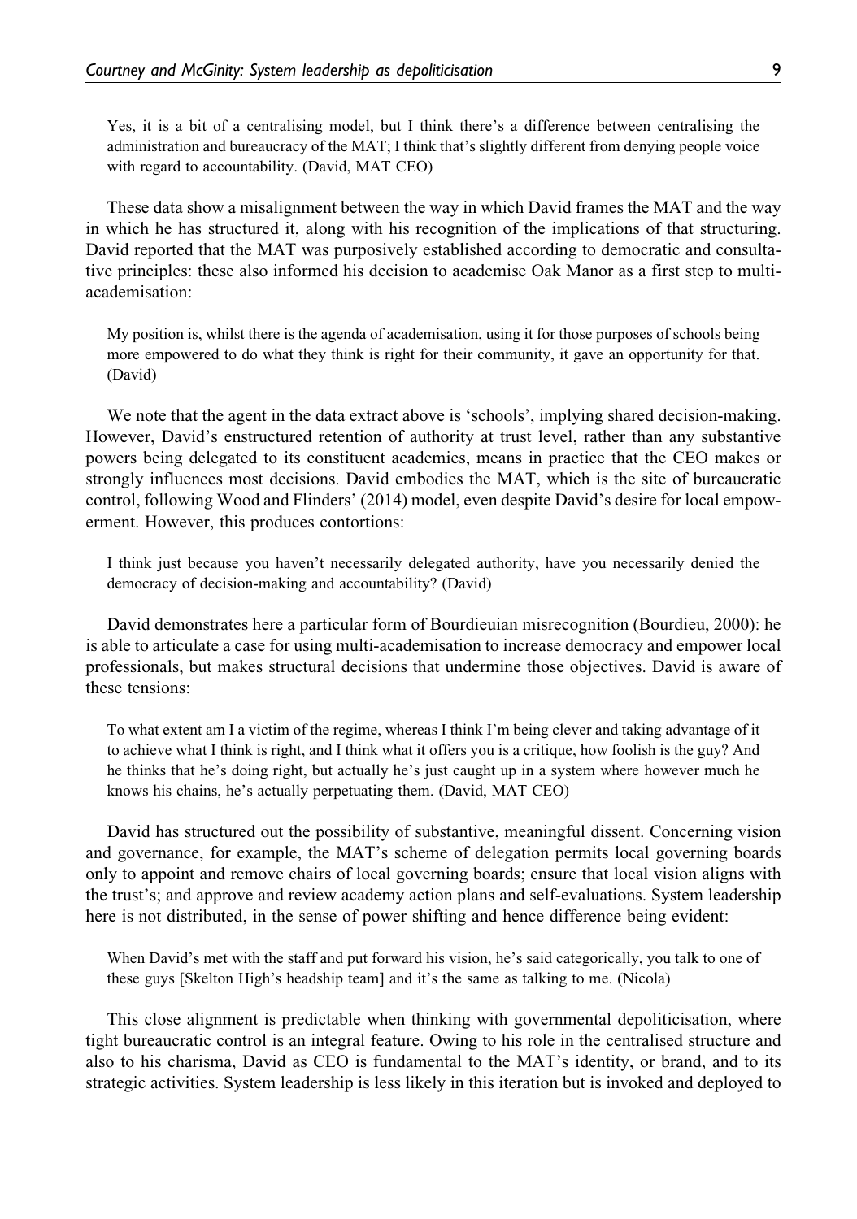> Yes, it is a bit of a centralising model, but I think there's a difference between centralising the administration and bureaucracy of the MAT; I think that's slightly different from denying people voice with regard to accountability. (David, MAT CEO)

These data show a misalignment between the way in which David frames the MAT and the way in which he has structured it, along with his recognition of the implications of that structuring. David reported that the MAT was purposively established according to democratic and consultative principles: these also informed his decision to academise Oak Manor as a first step to multi-academisation:

> My position is, whilst there is the agenda of academisation, using it for those purposes of schools being more empowered to do what they think is right for their community, it gave an opportunity for that. (David)

We note that the agent in the data extract above is 'schools', implying shared decision-making. However, David's enstructured retention of authority at trust level, rather than any substantive powers being delegated to its constituent academies, means in practice that the CEO makes or strongly influences most decisions. David embodies the MAT, which is the site of bureaucratic control, following Wood and Flinders' (2014) model, even despite David's desire for local empowerment. However, this produces contortions:

> I think just because you haven't necessarily delegated authority, have you necessarily denied the democracy of decision-making and accountability? (David)

David demonstrates here a particular form of Bourdieuian misrecognition (Bourdieu, 2000): he is able to articulate a case for using multi-academisation to increase democracy and empower local professionals, but makes structural decisions that undermine those objectives. David is aware of these tensions:

> To what extent am I a victim of the regime, whereas I think I'm being clever and taking advantage of it to achieve what I think is right, and I think what it offers you is a critique, how foolish is the guy? And he thinks that he's doing right, but actually he's just caught up in a system where however much he knows his chains, he's actually perpetuating them. (David, MAT CEO)

David has structured out the possibility of substantive, meaningful dissent. Concerning vision and governance, for example, the MAT's scheme of delegation permits local governing boards only to appoint and remove chairs of local governing boards; ensure that local vision aligns with the trust's; and approve and review academy action plans and self-evaluations. System leadership here is not distributed, in the sense of power shifting and hence difference being evident:

> When David's met with the staff and put forward his vision, he's said categorically, you talk to one of these guys [Skelton High's headship team] and it's the same as talking to me. (Nicola)

This close alignment is predictable when thinking with governmental depoliticisation, where tight bureaucratic control is an integral feature. Owing to his role in the centralised structure and also to his charisma, David as CEO is fundamental to the MAT's identity, or brand, and to its strategic activities. System leadership is less likely in this iteration but is invoked and deployed to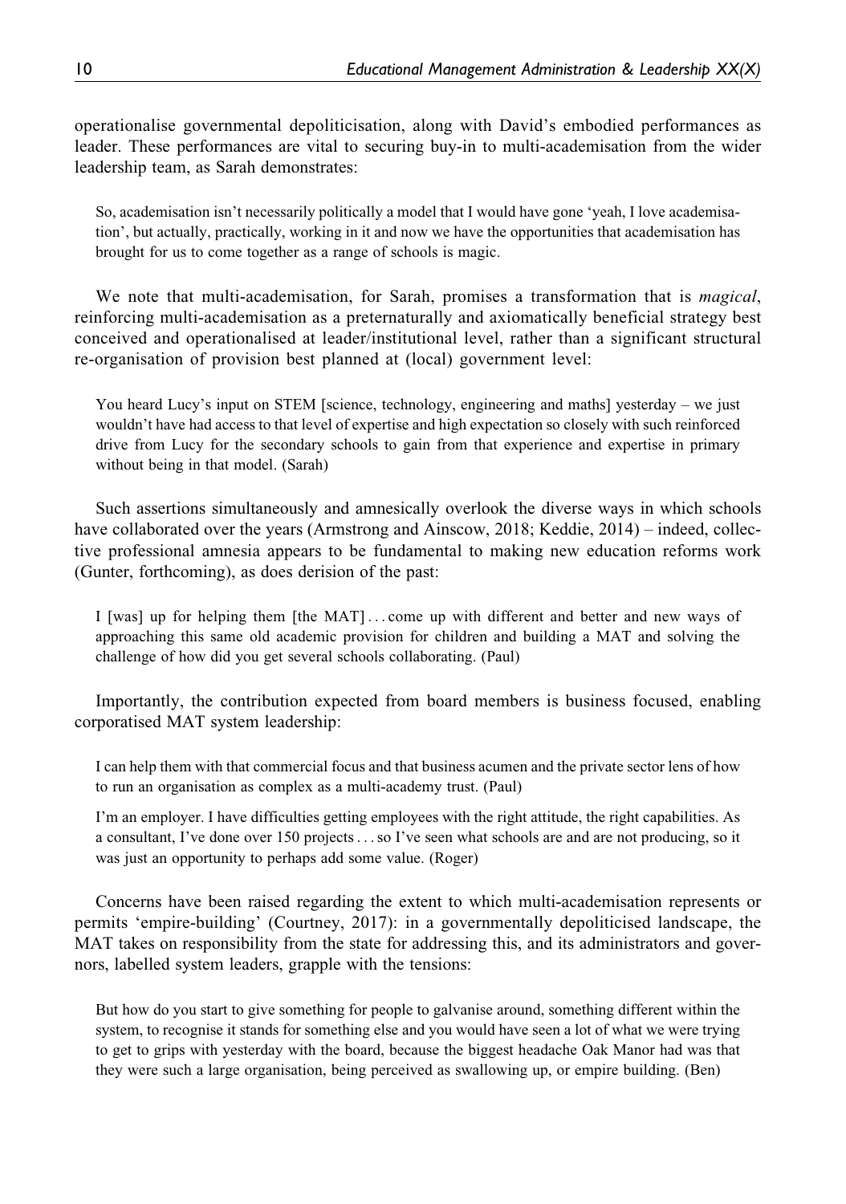operationalise governmental depoliticisation, along with David's embodied performances as leader. These performances are vital to securing buy-in to multi-academisation from the wider leadership team, as Sarah demonstrates:

> So, academisation isn't necessarily politically a model that I would have gone 'yeah, I love academisation', but actually, practically, working in it and now we have the opportunities that academisation has brought for us to come together as a range of schools is magic.

We note that multi-academisation, for Sarah, promises a transformation that is *magical*, reinforcing multi-academisation as a preternaturally and axiomatically beneficial strategy best conceived and operationalised at leader/institutional level, rather than a significant structural re-organisation of provision best planned at (local) government level:

> You heard Lucy's input on STEM [science, technology, engineering and maths] yesterday – we just wouldn't have had access to that level of expertise and high expectation so closely with such reinforced drive from Lucy for the secondary schools to gain from that experience and expertise in primary without being in that model. (Sarah)

Such assertions simultaneously and amnesically overlook the diverse ways in which schools have collaborated over the years (Armstrong and Ainscow, 2018; Keddie, 2014) – indeed, collective professional amnesia appears to be fundamental to making new education reforms work (Gunter, forthcoming), as does derision of the past:

> I [was] up for helping them [the MAT] . . . come up with different and better and new ways of approaching this same old academic provision for children and building a MAT and solving the challenge of how did you get several schools collaborating. (Paul)

Importantly, the contribution expected from board members is business focused, enabling corporatised MAT system leadership:

> I can help them with that commercial focus and that business acumen and the private sector lens of how to run an organisation as complex as a multi-academy trust. (Paul)
>
> I'm an employer. I have difficulties getting employees with the right attitude, the right capabilities. As a consultant, I've done over 150 projects . . . so I've seen what schools are and are not producing, so it was just an opportunity to perhaps add some value. (Roger)

Concerns have been raised regarding the extent to which multi-academisation represents or permits 'empire-building' (Courtney, 2017): in a governmentally depoliticised landscape, the MAT takes on responsibility from the state for addressing this, and its administrators and governors, labelled system leaders, grapple with the tensions:

> But how do you start to give something for people to galvanise around, something different within the system, to recognise it stands for something else and you would have seen a lot of what we were trying to get to grips with yesterday with the board, because the biggest headache Oak Manor had was that they were such a large organisation, being perceived as swallowing up, or empire building. (Ben)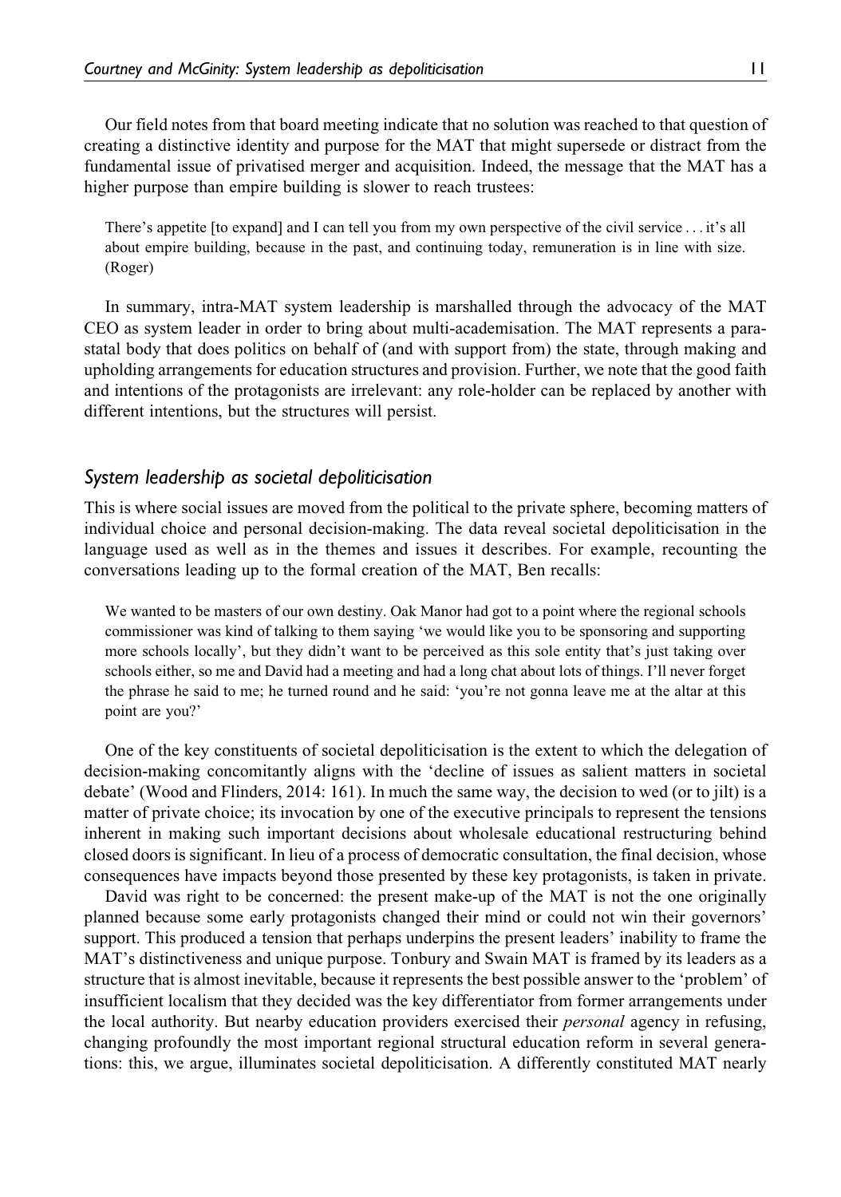Our field notes from that board meeting indicate that no solution was reached to that question of creating a distinctive identity and purpose for the MAT that might supersede or distract from the fundamental issue of privatised merger and acquisition. Indeed, the message that the MAT has a higher purpose than empire building is slower to reach trustees:

> There's appetite [to expand] and I can tell you from my own perspective of the civil service . . . it's all about empire building, because in the past, and continuing today, remuneration is in line with size. (Roger)

In summary, intra-MAT system leadership is marshalled through the advocacy of the MAT CEO as system leader in order to bring about multi-academisation. The MAT represents a para-statal body that does politics on behalf of (and with support from) the state, through making and upholding arrangements for education structures and provision. Further, we note that the good faith and intentions of the protagonists are irrelevant: any role-holder can be replaced by another with different intentions, but the structures will persist.

### *System leadership as societal depoliticisation*

This is where social issues are moved from the political to the private sphere, becoming matters of individual choice and personal decision-making. The data reveal societal depoliticisation in the language used as well as in the themes and issues it describes. For example, recounting the conversations leading up to the formal creation of the MAT, Ben recalls:

> We wanted to be masters of our own destiny. Oak Manor had got to a point where the regional schools commissioner was kind of talking to them saying 'we would like you to be sponsoring and supporting more schools locally', but they didn't want to be perceived as this sole entity that's just taking over schools either, so me and David had a meeting and had a long chat about lots of things. I'll never forget the phrase he said to me; he turned round and he said: 'you're not gonna leave me at the altar at this point are you?'

One of the key constituents of societal depoliticisation is the extent to which the delegation of decision-making concomitantly aligns with the 'decline of issues as salient matters in societal debate' (Wood and Flinders, 2014: 161). In much the same way, the decision to wed (or to jilt) is a matter of private choice; its invocation by one of the executive principals to represent the tensions inherent in making such important decisions about wholesale educational restructuring behind closed doors is significant. In lieu of a process of democratic consultation, the final decision, whose consequences have impacts beyond those presented by these key protagonists, is taken in private.

David was right to be concerned: the present make-up of the MAT is not the one originally planned because some early protagonists changed their mind or could not win their governors' support. This produced a tension that perhaps underpins the present leaders' inability to frame the MAT's distinctiveness and unique purpose. Tonbury and Swain MAT is framed by its leaders as a structure that is almost inevitable, because it represents the best possible answer to the 'problem' of insufficient localism that they decided was the key differentiator from former arrangements under the local authority. But nearby education providers exercised their *personal* agency in refusing, changing profoundly the most important regional structural education reform in several generations: this, we argue, illuminates societal depoliticisation. A differently constituted MAT nearly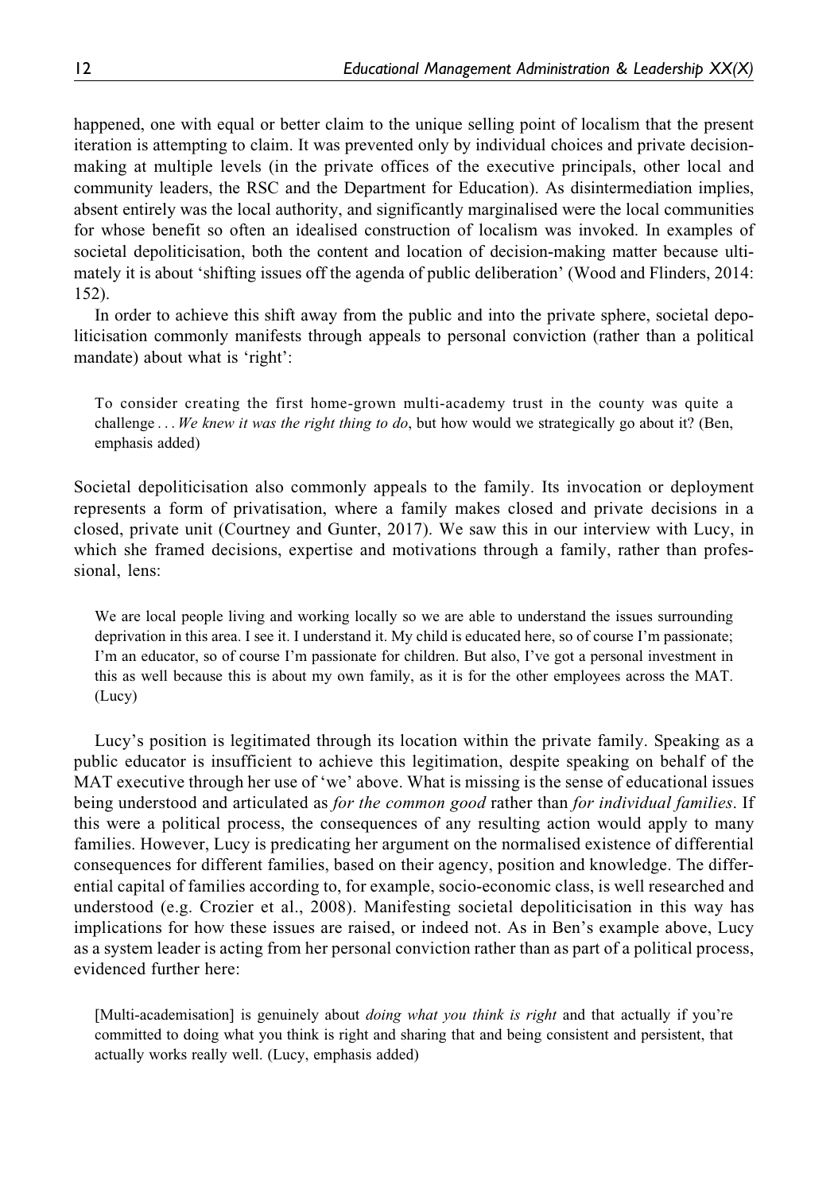happened, one with equal or better claim to the unique selling point of localism that the present iteration is attempting to claim. It was prevented only by individual choices and private decision-making at multiple levels (in the private offices of the executive principals, other local and community leaders, the RSC and the Department for Education). As disintermediation implies, absent entirely was the local authority, and significantly marginalised were the local communities for whose benefit so often an idealised construction of localism was invoked. In examples of societal depoliticisation, both the content and location of decision-making matter because ultimately it is about 'shifting issues off the agenda of public deliberation' (Wood and Flinders, 2014: 152).

In order to achieve this shift away from the public and into the private sphere, societal depoliticisation commonly manifests through appeals to personal conviction (rather than a political mandate) about what is 'right':

> To consider creating the first home-grown multi-academy trust in the county was quite a challenge . . . *We knew it was the right thing to do*, but how would we strategically go about it? (Ben, emphasis added)

Societal depoliticisation also commonly appeals to the family. Its invocation or deployment represents a form of privatisation, where a family makes closed and private decisions in a closed, private unit (Courtney and Gunter, 2017). We saw this in our interview with Lucy, in which she framed decisions, expertise and motivations through a family, rather than professional, lens:

> We are local people living and working locally so we are able to understand the issues surrounding deprivation in this area. I see it. I understand it. My child is educated here, so of course I'm passionate; I'm an educator, so of course I'm passionate for children. But also, I've got a personal investment in this as well because this is about my own family, as it is for the other employees across the MAT. (Lucy)

Lucy's position is legitimated through its location within the private family. Speaking as a public educator is insufficient to achieve this legitimation, despite speaking on behalf of the MAT executive through her use of 'we' above. What is missing is the sense of educational issues being understood and articulated as *for the common good* rather than *for individual families*. If this were a political process, the consequences of any resulting action would apply to many families. However, Lucy is predicating her argument on the normalised existence of differential consequences for different families, based on their agency, position and knowledge. The differential capital of families according to, for example, socio-economic class, is well researched and understood (e.g. Crozier et al., 2008). Manifesting societal depoliticisation in this way has implications for how these issues are raised, or indeed not. As in Ben's example above, Lucy as a system leader is acting from her personal conviction rather than as part of a political process, evidenced further here:

> [Multi-academisation] is genuinely about *doing what you think is right* and that actually if you're committed to doing what you think is right and sharing that and being consistent and persistent, that actually works really well. (Lucy, emphasis added)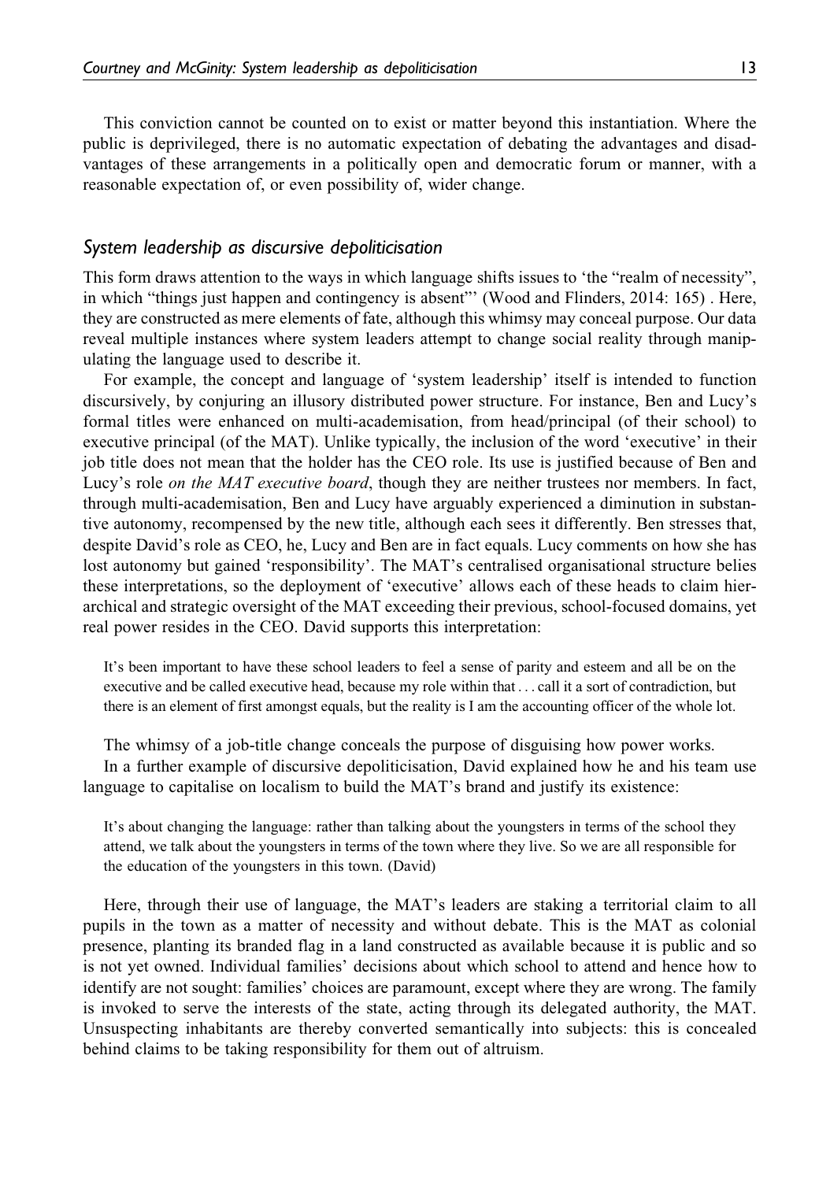This conviction cannot be counted on to exist or matter beyond this instantiation. Where the public is deprivileged, there is no automatic expectation of debating the advantages and disadvantages of these arrangements in a politically open and democratic forum or manner, with a reasonable expectation of, or even possibility of, wider change.

### *System leadership as discursive depoliticisation*

This form draws attention to the ways in which language shifts issues to 'the "realm of necessity", in which "things just happen and contingency is absent"' (Wood and Flinders, 2014: 165) . Here, they are constructed as mere elements of fate, although this whimsy may conceal purpose. Our data reveal multiple instances where system leaders attempt to change social reality through manipulating the language used to describe it.

For example, the concept and language of 'system leadership' itself is intended to function discursively, by conjuring an illusory distributed power structure. For instance, Ben and Lucy's formal titles were enhanced on multi-academisation, from head/principal (of their school) to executive principal (of the MAT). Unlike typically, the inclusion of the word 'executive' in their job title does not mean that the holder has the CEO role. Its use is justified because of Ben and Lucy's role *on the MAT executive board*, though they are neither trustees nor members. In fact, through multi-academisation, Ben and Lucy have arguably experienced a diminution in substantive autonomy, recompensed by the new title, although each sees it differently. Ben stresses that, despite David's role as CEO, he, Lucy and Ben are in fact equals. Lucy comments on how she has lost autonomy but gained 'responsibility'. The MAT's centralised organisational structure belies these interpretations, so the deployment of 'executive' allows each of these heads to claim hierarchical and strategic oversight of the MAT exceeding their previous, school-focused domains, yet real power resides in the CEO. David supports this interpretation:

> It's been important to have these school leaders to feel a sense of parity and esteem and all be on the executive and be called executive head, because my role within that . . . call it a sort of contradiction, but there is an element of first amongst equals, but the reality is I am the accounting officer of the whole lot.

The whimsy of a job-title change conceals the purpose of disguising how power works.

In a further example of discursive depoliticisation, David explained how he and his team use language to capitalise on localism to build the MAT's brand and justify its existence:

> It's about changing the language: rather than talking about the youngsters in terms of the school they attend, we talk about the youngsters in terms of the town where they live. So we are all responsible for the education of the youngsters in this town. (David)

Here, through their use of language, the MAT's leaders are staking a territorial claim to all pupils in the town as a matter of necessity and without debate. This is the MAT as colonial presence, planting its branded flag in a land constructed as available because it is public and so is not yet owned. Individual families' decisions about which school to attend and hence how to identify are not sought: families' choices are paramount, except where they are wrong. The family is invoked to serve the interests of the state, acting through its delegated authority, the MAT. Unsuspecting inhabitants are thereby converted semantically into subjects: this is concealed behind claims to be taking responsibility for them out of altruism.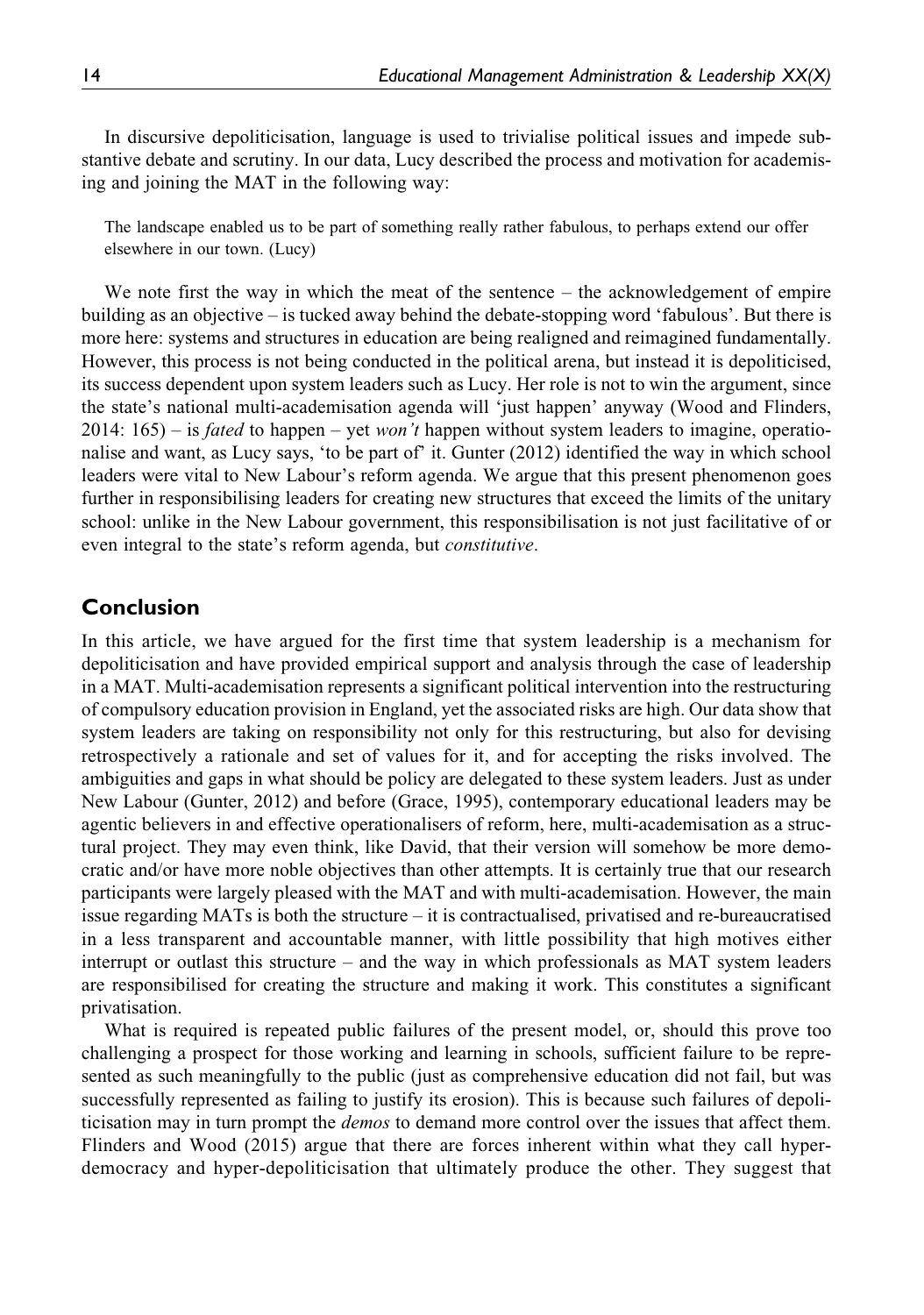In discursive depoliticisation, language is used to trivialise political issues and impede substantive debate and scrutiny. In our data, Lucy described the process and motivation for academising and joining the MAT in the following way:

> The landscape enabled us to be part of something really rather fabulous, to perhaps extend our offer elsewhere in our town. (Lucy)

We note first the way in which the meat of the sentence – the acknowledgement of empire building as an objective – is tucked away behind the debate-stopping word 'fabulous'. But there is more here: systems and structures in education are being realigned and reimagined fundamentally. However, this process is not being conducted in the political arena, but instead it is depoliticised, its success dependent upon system leaders such as Lucy. Her role is not to win the argument, since the state's national multi-academisation agenda will 'just happen' anyway (Wood and Flinders, 2014: 165) – is *fated* to happen – yet *won't* happen without system leaders to imagine, operationalise and want, as Lucy says, 'to be part of' it. Gunter (2012) identified the way in which school leaders were vital to New Labour's reform agenda. We argue that this present phenomenon goes further in responsibilising leaders for creating new structures that exceed the limits of the unitary school: unlike in the New Labour government, this responsibilisation is not just facilitative of or even integral to the state's reform agenda, but *constitutive*.

## Conclusion

In this article, we have argued for the first time that system leadership is a mechanism for depoliticisation and have provided empirical support and analysis through the case of leadership in a MAT. Multi-academisation represents a significant political intervention into the restructuring of compulsory education provision in England, yet the associated risks are high. Our data show that system leaders are taking on responsibility not only for this restructuring, but also for devising retrospectively a rationale and set of values for it, and for accepting the risks involved. The ambiguities and gaps in what should be policy are delegated to these system leaders. Just as under New Labour (Gunter, 2012) and before (Grace, 1995), contemporary educational leaders may be agentic believers in and effective operationalisers of reform, here, multi-academisation as a structural project. They may even think, like David, that their version will somehow be more democratic and/or have more noble objectives than other attempts. It is certainly true that our research participants were largely pleased with the MAT and with multi-academisation. However, the main issue regarding MATs is both the structure – it is contractualised, privatised and re-bureaucratised in a less transparent and accountable manner, with little possibility that high motives either interrupt or outlast this structure – and the way in which professionals as MAT system leaders are responsibilised for creating the structure and making it work. This constitutes a significant privatisation.

What is required is repeated public failures of the present model, or, should this prove too challenging a prospect for those working and learning in schools, sufficient failure to be represented as such meaningfully to the public (just as comprehensive education did not fail, but was successfully represented as failing to justify its erosion). This is because such failures of depoliticisation may in turn prompt the *demos* to demand more control over the issues that affect them. Flinders and Wood (2015) argue that there are forces inherent within what they call hyper-democracy and hyper-depoliticisation that ultimately produce the other. They suggest that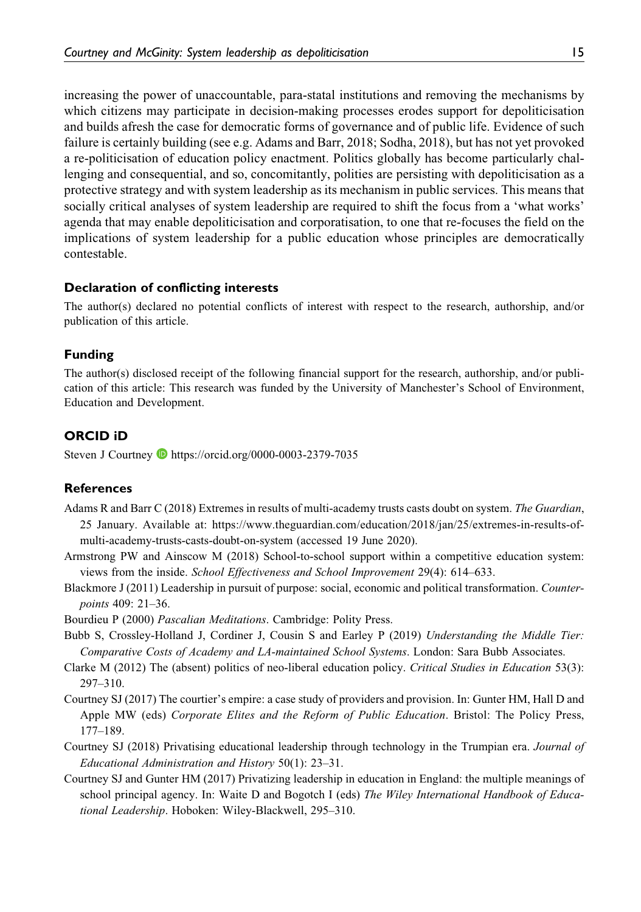increasing the power of unaccountable, para-statal institutions and removing the mechanisms by which citizens may participate in decision-making processes erodes support for depoliticisation and builds afresh the case for democratic forms of governance and of public life. Evidence of such failure is certainly building (see e.g. Adams and Barr, 2018; Sodha, 2018), but has not yet provoked a re-politicisation of education policy enactment. Politics globally has become particularly challenging and consequential, and so, concomitantly, polities are persisting with depoliticisation as a protective strategy and with system leadership as its mechanism in public services. This means that socially critical analyses of system leadership are required to shift the focus from a 'what works' agenda that may enable depoliticisation and corporatisation, to one that re-focuses the field on the implications of system leadership for a public education whose principles are democratically contestable.

## Declaration of conflicting interests

The author(s) declared no potential conflicts of interest with respect to the research, authorship, and/or publication of this article.

## Funding

The author(s) disclosed receipt of the following financial support for the research, authorship, and/or publication of this article: This research was funded by the University of Manchester's School of Environment, Education and Development.

## ORCID iD

Steven J Courtney https://orcid.org/0000-0003-2379-7035

## References

Adams R and Barr C (2018) Extremes in results of multi-academy trusts casts doubt on system. *The Guardian*, 25 January. Available at: https://www.theguardian.com/education/2018/jan/25/extremes-in-results-of-multi-academy-trusts-casts-doubt-on-system (accessed 19 June 2020).

Armstrong PW and Ainscow M (2018) School-to-school support within a competitive education system: views from the inside. *School Effectiveness and School Improvement* 29(4): 614–633.

Blackmore J (2011) Leadership in pursuit of purpose: social, economic and political transformation. *Counterpoints* 409: 21–36.

Bourdieu P (2000) *Pascalian Meditations*. Cambridge: Polity Press.

Bubb S, Crossley-Holland J, Cordiner J, Cousin S and Earley P (2019) *Understanding the Middle Tier: Comparative Costs of Academy and LA-maintained School Systems*. London: Sara Bubb Associates.

Clarke M (2012) The (absent) politics of neo-liberal education policy. *Critical Studies in Education* 53(3): 297–310.

Courtney SJ (2017) The courtier's empire: a case study of providers and provision. In: Gunter HM, Hall D and Apple MW (eds) *Corporate Elites and the Reform of Public Education*. Bristol: The Policy Press, 177–189.

Courtney SJ (2018) Privatising educational leadership through technology in the Trumpian era. *Journal of Educational Administration and History* 50(1): 23–31.

Courtney SJ and Gunter HM (2017) Privatizing leadership in education in England: the multiple meanings of school principal agency. In: Waite D and Bogotch I (eds) *The Wiley International Handbook of Educational Leadership*. Hoboken: Wiley-Blackwell, 295–310.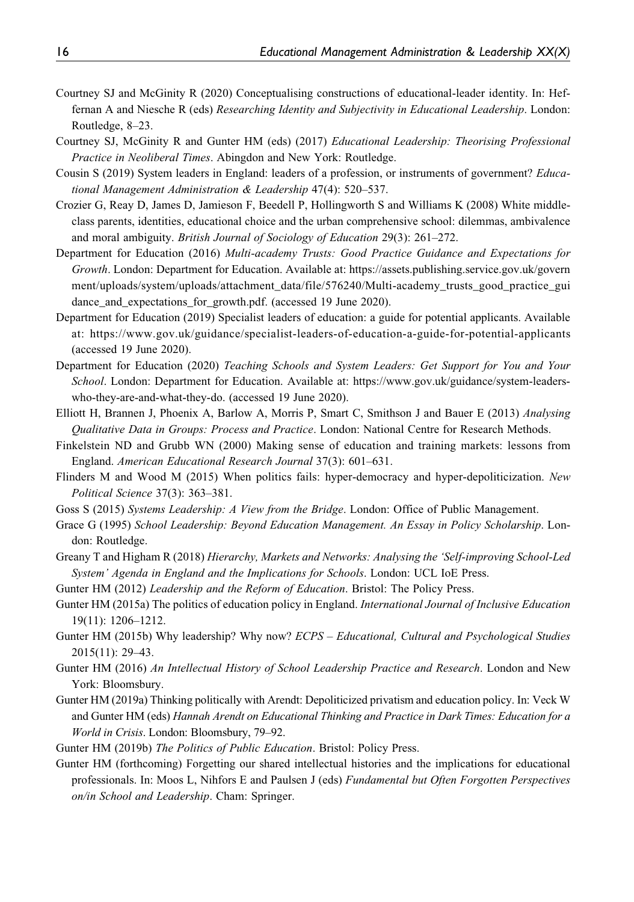Courtney SJ and McGinity R (2020) Conceptualising constructions of educational-leader identity. In: Heffernan A and Niesche R (eds) *Researching Identity and Subjectivity in Educational Leadership*. London: Routledge, 8–23.

Courtney SJ, McGinity R and Gunter HM (eds) (2017) *Educational Leadership: Theorising Professional Practice in Neoliberal Times*. Abingdon and New York: Routledge.

Cousin S (2019) System leaders in England: leaders of a profession, or instruments of government? *Educational Management Administration & Leadership* 47(4): 520–537.

Crozier G, Reay D, James D, Jamieson F, Beedell P, Hollingworth S and Williams K (2008) White middle-class parents, identities, educational choice and the urban comprehensive school: dilemmas, ambivalence and moral ambiguity. *British Journal of Sociology of Education* 29(3): 261–272.

Department for Education (2016) *Multi-academy Trusts: Good Practice Guidance and Expectations for Growth*. London: Department for Education. Available at: https://assets.publishing.service.gov.uk/government/uploads/system/uploads/attachment_data/file/576240/Multi-academy_trusts_good_practice_guidance_and_expectations_for_growth.pdf. (accessed 19 June 2020).

Department for Education (2019) Specialist leaders of education: a guide for potential applicants. Available at: https://www.gov.uk/guidance/specialist-leaders-of-education-a-guide-for-potential-applicants (accessed 19 June 2020).

Department for Education (2020) *Teaching Schools and System Leaders: Get Support for You and Your School*. London: Department for Education. Available at: https://www.gov.uk/guidance/system-leaders-who-they-are-and-what-they-do. (accessed 19 June 2020).

Elliott H, Brannen J, Phoenix A, Barlow A, Morris P, Smart C, Smithson J and Bauer E (2013) *Analysing Qualitative Data in Groups: Process and Practice*. London: National Centre for Research Methods.

Finkelstein ND and Grubb WN (2000) Making sense of education and training markets: lessons from England. *American Educational Research Journal* 37(3): 601–631.

Flinders M and Wood M (2015) When politics fails: hyper-democracy and hyper-depoliticization. *New Political Science* 37(3): 363–381.

Goss S (2015) *Systems Leadership: A View from the Bridge*. London: Office of Public Management.

Grace G (1995) *School Leadership: Beyond Education Management. An Essay in Policy Scholarship*. London: Routledge.

Greany T and Higham R (2018) *Hierarchy, Markets and Networks: Analysing the 'Self-improving School-Led System' Agenda in England and the Implications for Schools*. London: UCL IoE Press.

Gunter HM (2012) *Leadership and the Reform of Education*. Bristol: The Policy Press.

Gunter HM (2015a) The politics of education policy in England. *International Journal of Inclusive Education* 19(11): 1206–1212.

Gunter HM (2015b) Why leadership? Why now? *ECPS – Educational, Cultural and Psychological Studies* 2015(11): 29–43.

Gunter HM (2016) *An Intellectual History of School Leadership Practice and Research*. London and New York: Bloomsbury.

Gunter HM (2019a) Thinking politically with Arendt: Depoliticized privatism and education policy. In: Veck W and Gunter HM (eds) *Hannah Arendt on Educational Thinking and Practice in Dark Times: Education for a World in Crisis*. London: Bloomsbury, 79–92.

Gunter HM (2019b) *The Politics of Public Education*. Bristol: Policy Press.

Gunter HM (forthcoming) Forgetting our shared intellectual histories and the implications for educational professionals. In: Moos L, Nihfors E and Paulsen J (eds) *Fundamental but Often Forgotten Perspectives on/in School and Leadership*. Cham: Springer.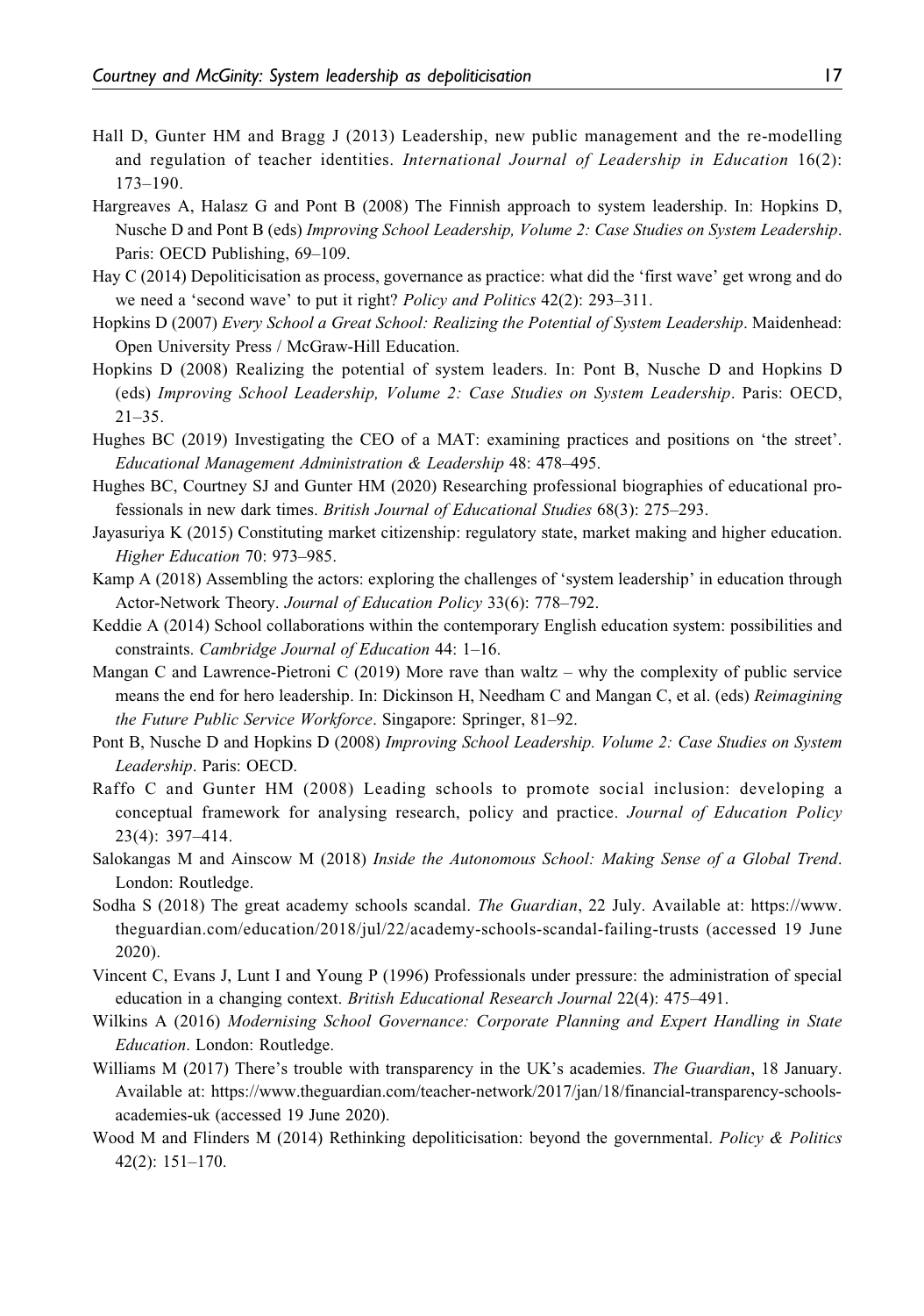Hall D, Gunter HM and Bragg J (2013) Leadership, new public management and the re-modelling and regulation of teacher identities. *International Journal of Leadership in Education* 16(2): 173–190.

Hargreaves A, Halasz G and Pont B (2008) The Finnish approach to system leadership. In: Hopkins D, Nusche D and Pont B (eds) *Improving School Leadership, Volume 2: Case Studies on System Leadership*. Paris: OECD Publishing, 69–109.

Hay C (2014) Depoliticisation as process, governance as practice: what did the 'first wave' get wrong and do we need a 'second wave' to put it right? *Policy and Politics* 42(2): 293–311.

Hopkins D (2007) *Every School a Great School: Realizing the Potential of System Leadership*. Maidenhead: Open University Press / McGraw-Hill Education.

Hopkins D (2008) Realizing the potential of system leaders. In: Pont B, Nusche D and Hopkins D (eds) *Improving School Leadership, Volume 2: Case Studies on System Leadership*. Paris: OECD, 21–35.

Hughes BC (2019) Investigating the CEO of a MAT: examining practices and positions on 'the street'. *Educational Management Administration & Leadership* 48: 478–495.

Hughes BC, Courtney SJ and Gunter HM (2020) Researching professional biographies of educational professionals in new dark times. *British Journal of Educational Studies* 68(3): 275–293.

Jayasuriya K (2015) Constituting market citizenship: regulatory state, market making and higher education. *Higher Education* 70: 973–985.

Kamp A (2018) Assembling the actors: exploring the challenges of 'system leadership' in education through Actor-Network Theory. *Journal of Education Policy* 33(6): 778–792.

Keddie A (2014) School collaborations within the contemporary English education system: possibilities and constraints. *Cambridge Journal of Education* 44: 1–16.

Mangan C and Lawrence-Pietroni C (2019) More rave than waltz – why the complexity of public service means the end for hero leadership. In: Dickinson H, Needham C and Mangan C, et al. (eds) *Reimagining the Future Public Service Workforce*. Singapore: Springer, 81–92.

Pont B, Nusche D and Hopkins D (2008) *Improving School Leadership. Volume 2: Case Studies on System Leadership*. Paris: OECD.

Raffo C and Gunter HM (2008) Leading schools to promote social inclusion: developing a conceptual framework for analysing research, policy and practice. *Journal of Education Policy* 23(4): 397–414.

Salokangas M and Ainscow M (2018) *Inside the Autonomous School: Making Sense of a Global Trend*. London: Routledge.

Sodha S (2018) The great academy schools scandal. *The Guardian*, 22 July. Available at: https://www.theguardian.com/education/2018/jul/22/academy-schools-scandal-failing-trusts (accessed 19 June 2020).

Vincent C, Evans J, Lunt I and Young P (1996) Professionals under pressure: the administration of special education in a changing context. *British Educational Research Journal* 22(4): 475–491.

Wilkins A (2016) *Modernising School Governance: Corporate Planning and Expert Handling in State Education*. London: Routledge.

Williams M (2017) There's trouble with transparency in the UK's academies. *The Guardian*, 18 January. Available at: https://www.theguardian.com/teacher-network/2017/jan/18/financial-transparency-schools-academies-uk (accessed 19 June 2020).

Wood M and Flinders M (2014) Rethinking depoliticisation: beyond the governmental. *Policy & Politics* 42(2): 151–170.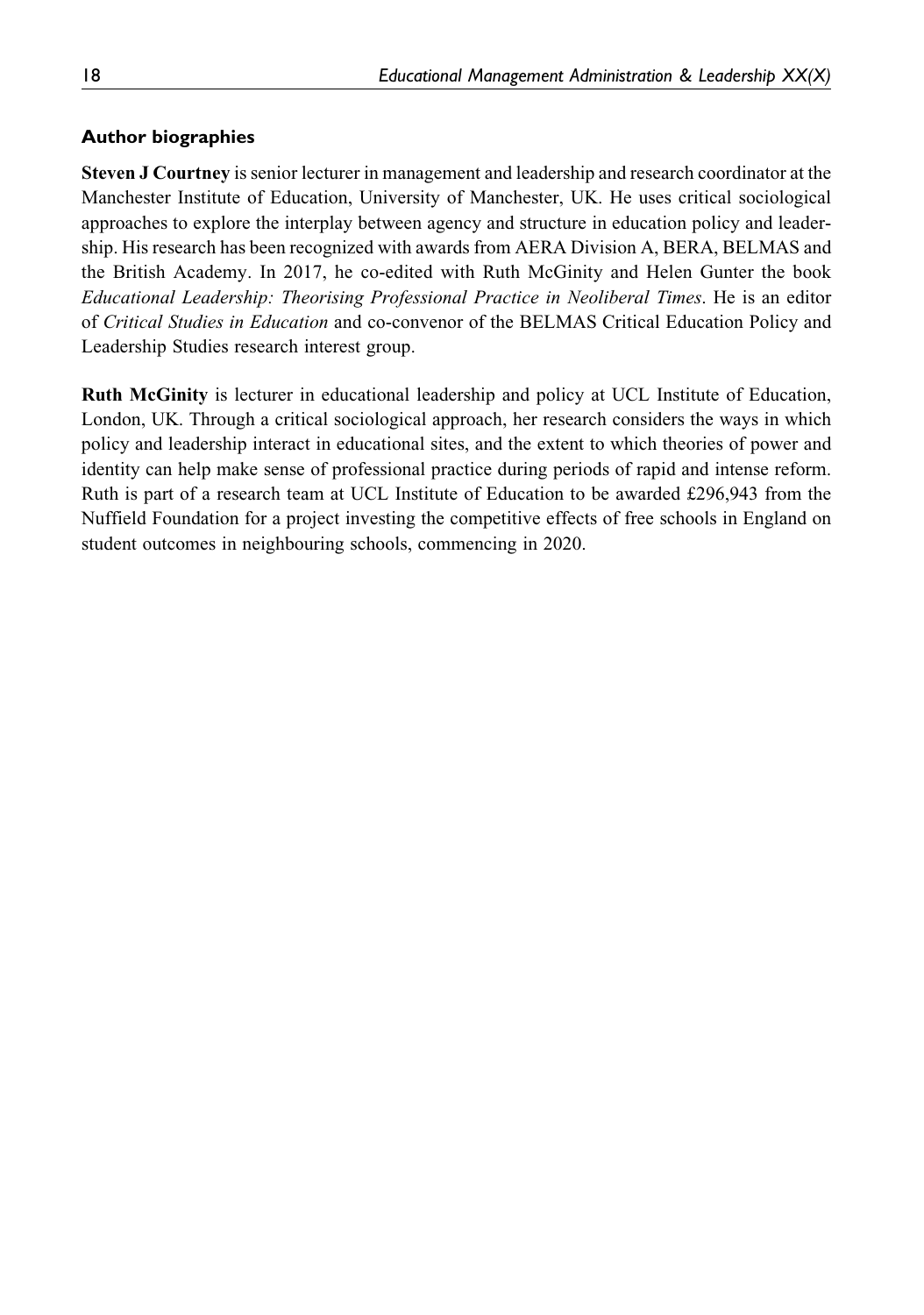## Author biographies

**Steven J Courtney** is senior lecturer in management and leadership and research coordinator at the Manchester Institute of Education, University of Manchester, UK. He uses critical sociological approaches to explore the interplay between agency and structure in education policy and leadership. His research has been recognized with awards from AERA Division A, BERA, BELMAS and the British Academy. In 2017, he co-edited with Ruth McGinity and Helen Gunter the book *Educational Leadership: Theorising Professional Practice in Neoliberal Times*. He is an editor of *Critical Studies in Education* and co-convenor of the BELMAS Critical Education Policy and Leadership Studies research interest group.

**Ruth McGinity** is lecturer in educational leadership and policy at UCL Institute of Education, London, UK. Through a critical sociological approach, her research considers the ways in which policy and leadership interact in educational sites, and the extent to which theories of power and identity can help make sense of professional practice during periods of rapid and intense reform. Ruth is part of a research team at UCL Institute of Education to be awarded £296,943 from the Nuffield Foundation for a project investing the competitive effects of free schools in England on student outcomes in neighbouring schools, commencing in 2020.